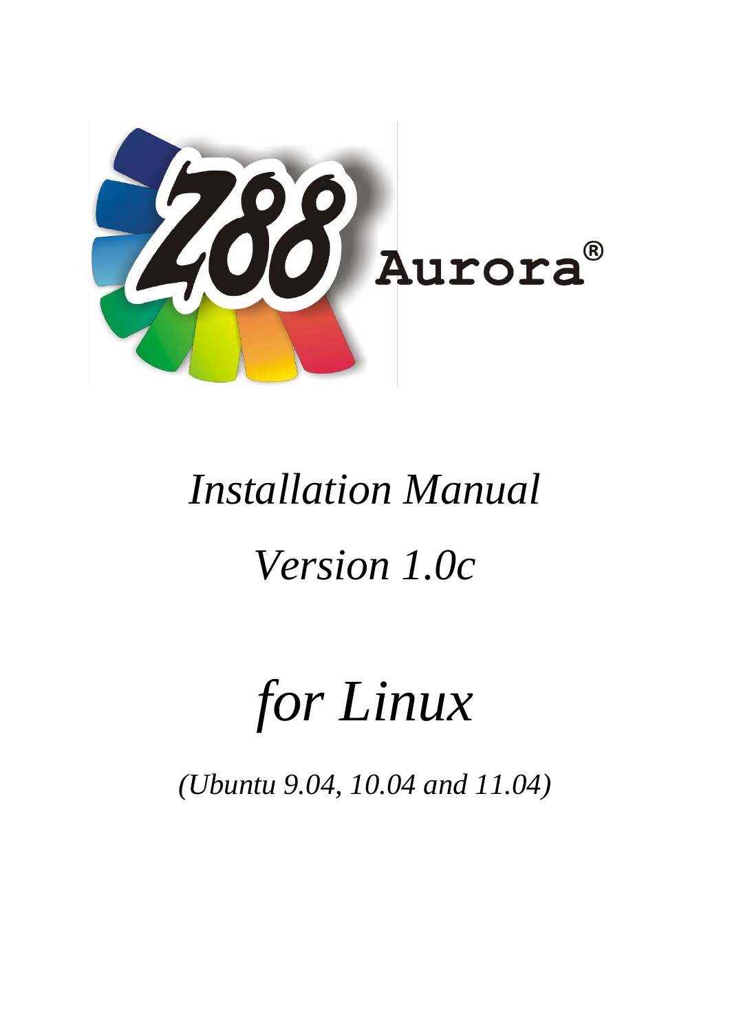# Z88 Aurora®

*Installation Manual*

*Version 1.0c*

# *for Linux*

*(Ubuntu 9.04, 10.04 and 11.04)*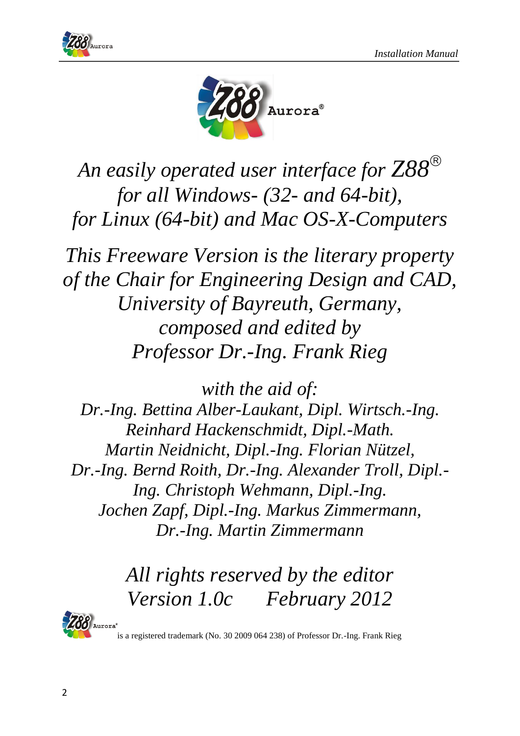*An easily operated user interface for Z88®*
*for all Windows- (32- and 64-bit),*
*for Linux (64-bit) and Mac OS-X-Computers*

*This Freeware Version is the literary property of the Chair for Engineering Design and CAD, University of Bayreuth, Germany, composed and edited by Professor Dr.-Ing. Frank Rieg*

*with the aid of:*
*Dr.-Ing. Bettina Alber-Laukant, Dipl. Wirtsch.-Ing. Reinhard Hackenschmidt, Dipl.-Math. Martin Neidnicht, Dipl.-Ing. Florian Nützel, Dr.-Ing. Bernd Roith, Dr.-Ing. Alexander Troll, Dipl.-Ing. Christoph Wehmann, Dipl.-Ing. Jochen Zapf, Dipl.-Ing. Markus Zimmermann, Dr.-Ing. Martin Zimmermann*

*All rights reserved by the editor*
*Version 1.0c February 2012*

Z88 Aurora® is a registered trademark (No. 30 2009 064 238) of Professor Dr.-Ing. Frank Rieg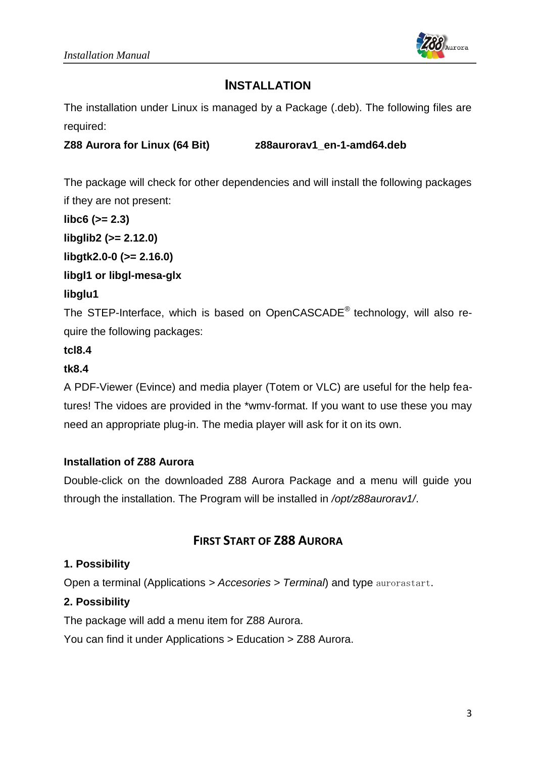# INSTALLATION

The installation under Linux is managed by a Package (.deb). The following files are required:

**Z88 Aurora for Linux (64 Bit)** **z88aurorav1_en-1-amd64.deb**

The package will check for other dependencies and will install the following packages if they are not present:

**libc6 (>= 2.3)**

**libglib2 (>= 2.12.0)**

**libgtk2.0-0 (>= 2.16.0)**

**libgl1 or libgl-mesa-glx**

**libglu1**

The STEP-Interface, which is based on OpenCASCADE® technology, will also require the following packages:

**tcl8.4**

**tk8.4**

A PDF-Viewer (Evince) and media player (Totem or VLC) are useful for the help features! The vidoes are provided in the *wmv-format. If you want to use these you may need an appropriate plug-in. The media player will ask for it on its own.

### Installation of Z88 Aurora

Double-click on the downloaded Z88 Aurora Package and a menu will guide you through the installation. The Program will be installed in */opt/z88aurorav1/*.

# FIRST START OF Z88 AURORA

### 1. Possibility

Open a terminal (Applications > *Accesories* > *Terminal*) and type `aurorastart`.

### 2. Possibility

The package will add a menu item for Z88 Aurora.

You can find it under Applications > Education > Z88 Aurora.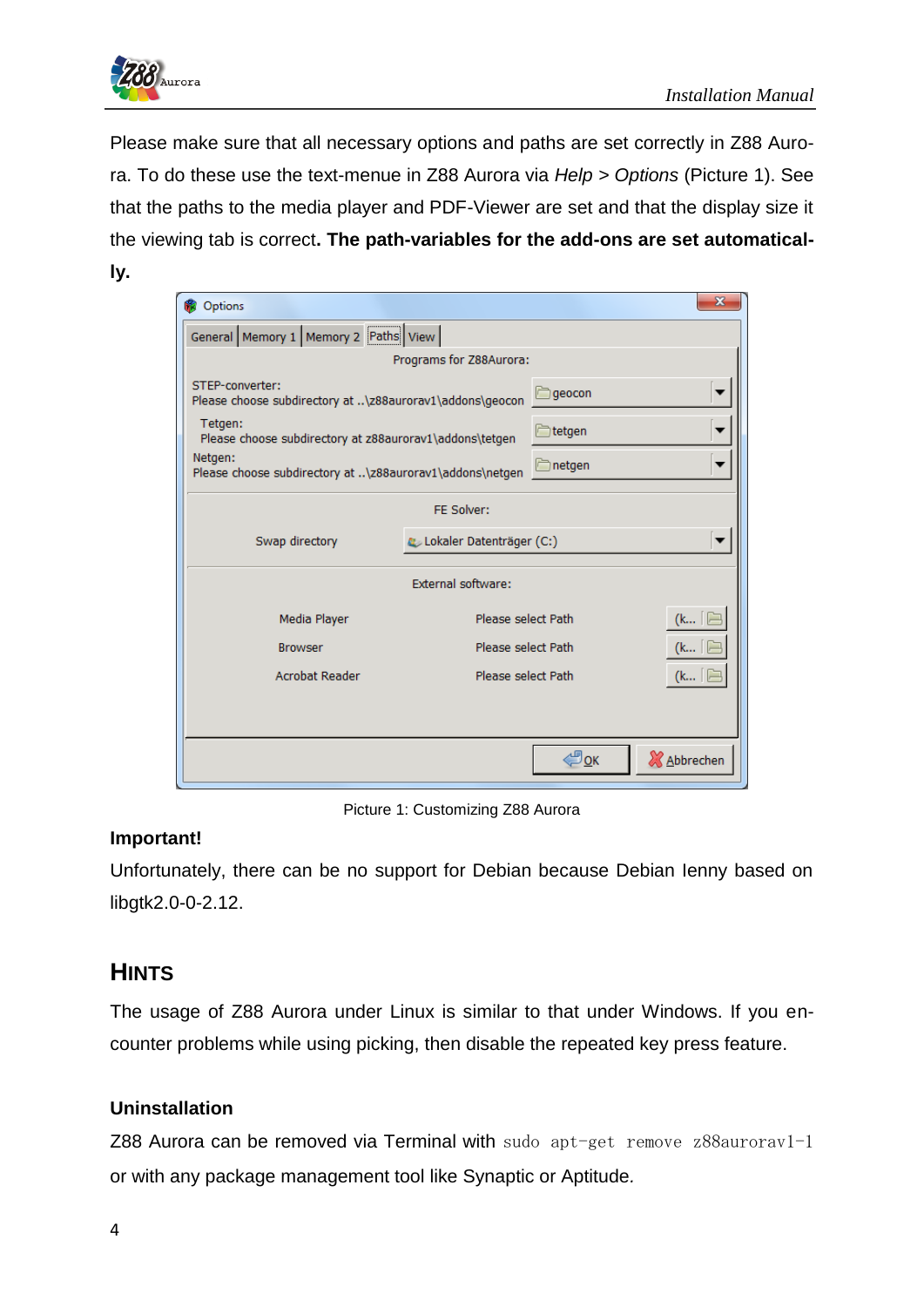Please make sure that all necessary options and paths are set correctly in Z88 Aurora. To do these use the text-menue in Z88 Aurora via *Help > Options* (Picture 1). See that the paths to the media player and PDF-Viewer are set and that the display size it the viewing tab is correct. **The path-variables for the add-ons are set automatically.**

Picture 1: Customizing Z88 Aurora

**Important!**

Unfortunately, there can be no support for Debian because Debian lenny based on libgtk2.0-0-2.12.

## HINTS

The usage of Z88 Aurora under Linux is similar to that under Windows. If you encounter problems while using picking, then disable the repeated key press feature.

### Uninstallation

Z88 Aurora can be removed via Terminal with `sudo apt-get remove z88aurorav1-1` or with any package management tool like Synaptic or Aptitude.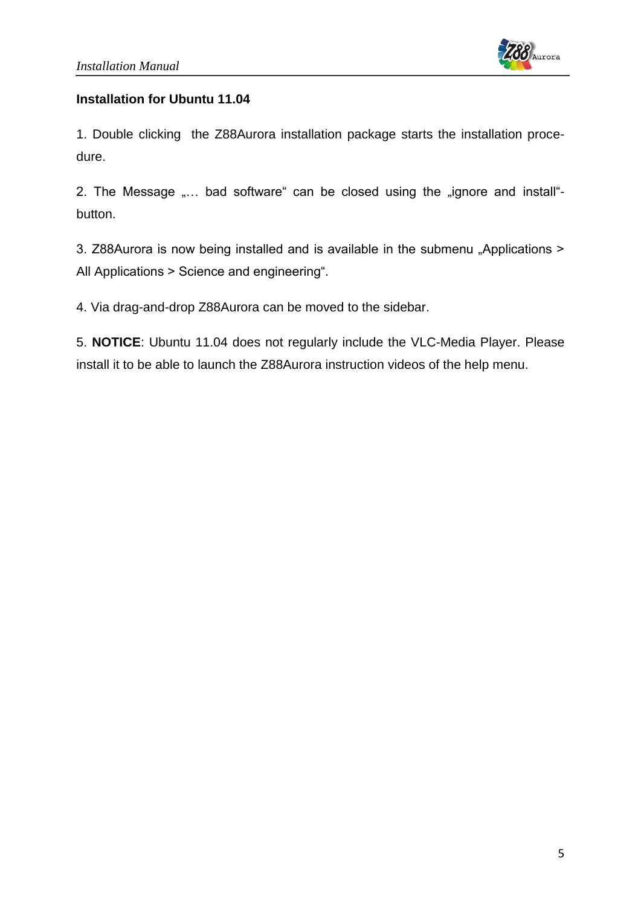### Installation for Ubuntu 11.04

1. Double clicking the Z88Aurora installation package starts the installation procedure.

2. The Message „… bad software“ can be closed using the „ignore and install“-button.

3. Z88Aurora is now being installed and is available in the submenu „Applications > All Applications > Science and engineering“.

4. Via drag-and-drop Z88Aurora can be moved to the sidebar.

5. **NOTICE**: Ubuntu 11.04 does not regularly include the VLC-Media Player. Please install it to be able to launch the Z88Aurora instruction videos of the help menu.